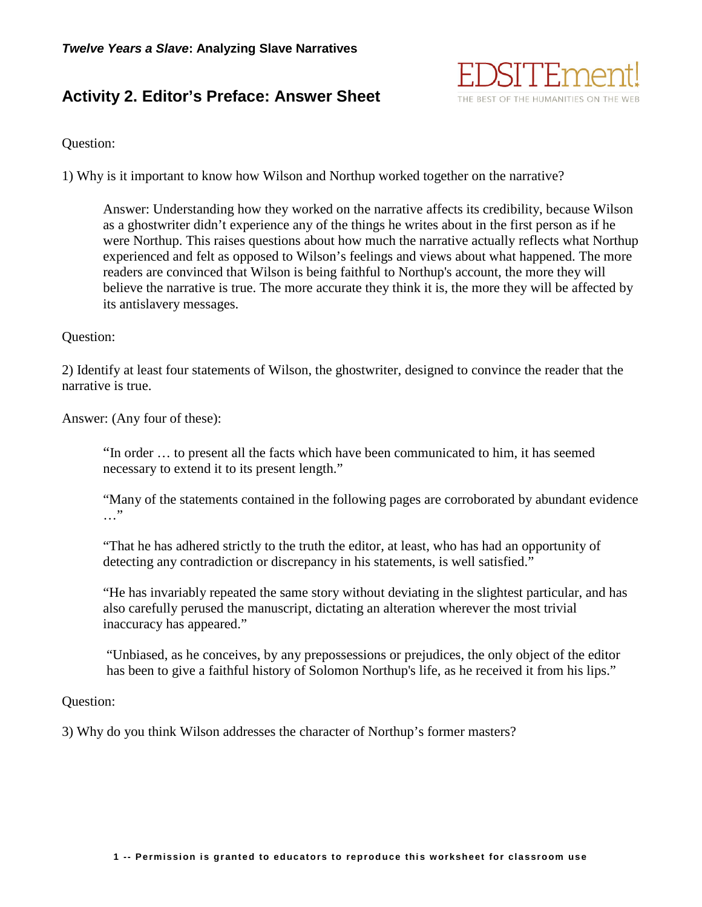***Twelve Years a Slave*: Analyzing Slave Narratives**

EDSITEment!
THE BEST OF THE HUMANITIES ON THE WEB

## Activity 2. Editor's Preface: Answer Sheet

Question:

1) Why is it important to know how Wilson and Northup worked together on the narrative?

> Answer: Understanding how they worked on the narrative affects its credibility, because Wilson as a ghostwriter didn't experience any of the things he writes about in the first person as if he were Northup. This raises questions about how much the narrative actually reflects what Northup experienced and felt as opposed to Wilson's feelings and views about what happened. The more readers are convinced that Wilson is being faithful to Northup's account, the more they will believe the narrative is true. The more accurate they think it is, the more they will be affected by its antislavery messages.

Question:

2) Identify at least four statements of Wilson, the ghostwriter, designed to convince the reader that the narrative is true.

Answer: (Any four of these):

> "In order … to present all the facts which have been communicated to him, it has seemed necessary to extend it to its present length."
>
> "Many of the statements contained in the following pages are corroborated by abundant evidence …"
>
> "That he has adhered strictly to the truth the editor, at least, who has had an opportunity of detecting any contradiction or discrepancy in his statements, is well satisfied."
>
> "He has invariably repeated the same story without deviating in the slightest particular, and has also carefully perused the manuscript, dictating an alteration wherever the most trivial inaccuracy has appeared."
>
> "Unbiased, as he conceives, by any prepossessions or prejudices, the only object of the editor has been to give a faithful history of Solomon Northup's life, as he received it from his lips."

Question:

3) Why do you think Wilson addresses the character of Northup's former masters?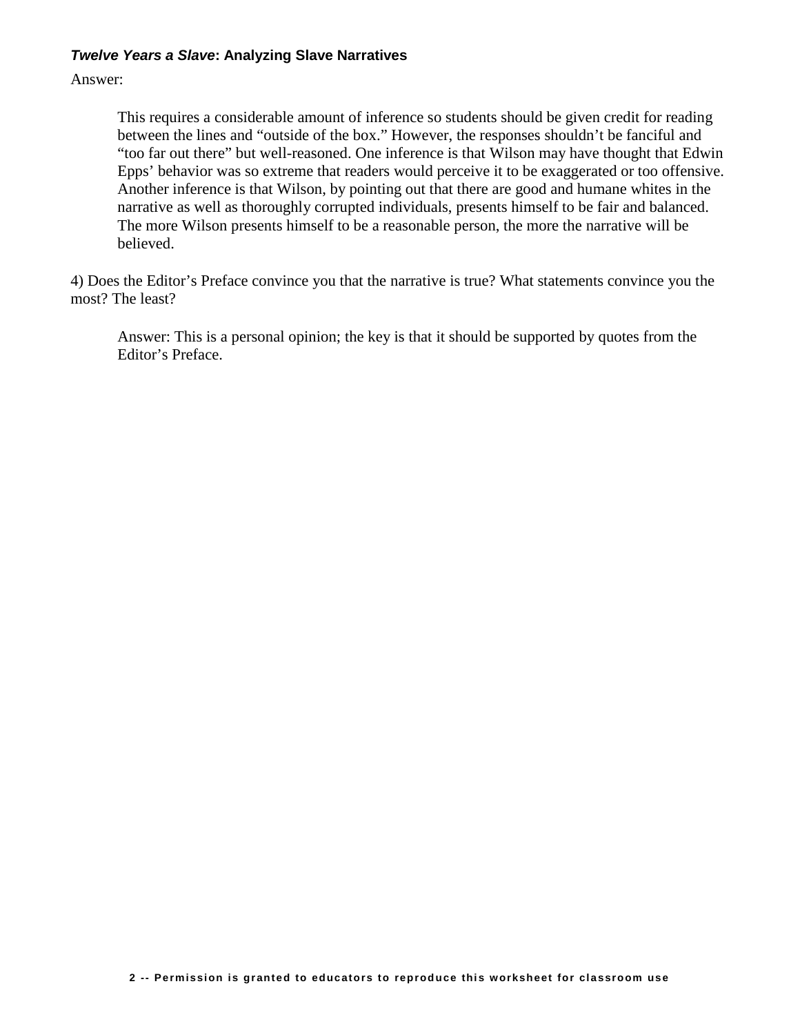Answer:

> This requires a considerable amount of inference so students should be given credit for reading between the lines and "outside of the box." However, the responses shouldn't be fanciful and "too far out there" but well-reasoned. One inference is that Wilson may have thought that Edwin Epps' behavior was so extreme that readers would perceive it to be exaggerated or too offensive. Another inference is that Wilson, by pointing out that there are good and humane whites in the narrative as well as thoroughly corrupted individuals, presents himself to be fair and balanced. The more Wilson presents himself to be a reasonable person, the more the narrative will be believed.

4) Does the Editor's Preface convince you that the narrative is true? What statements convince you the most? The least?

> Answer: This is a personal opinion; the key is that it should be supported by quotes from the Editor's Preface.